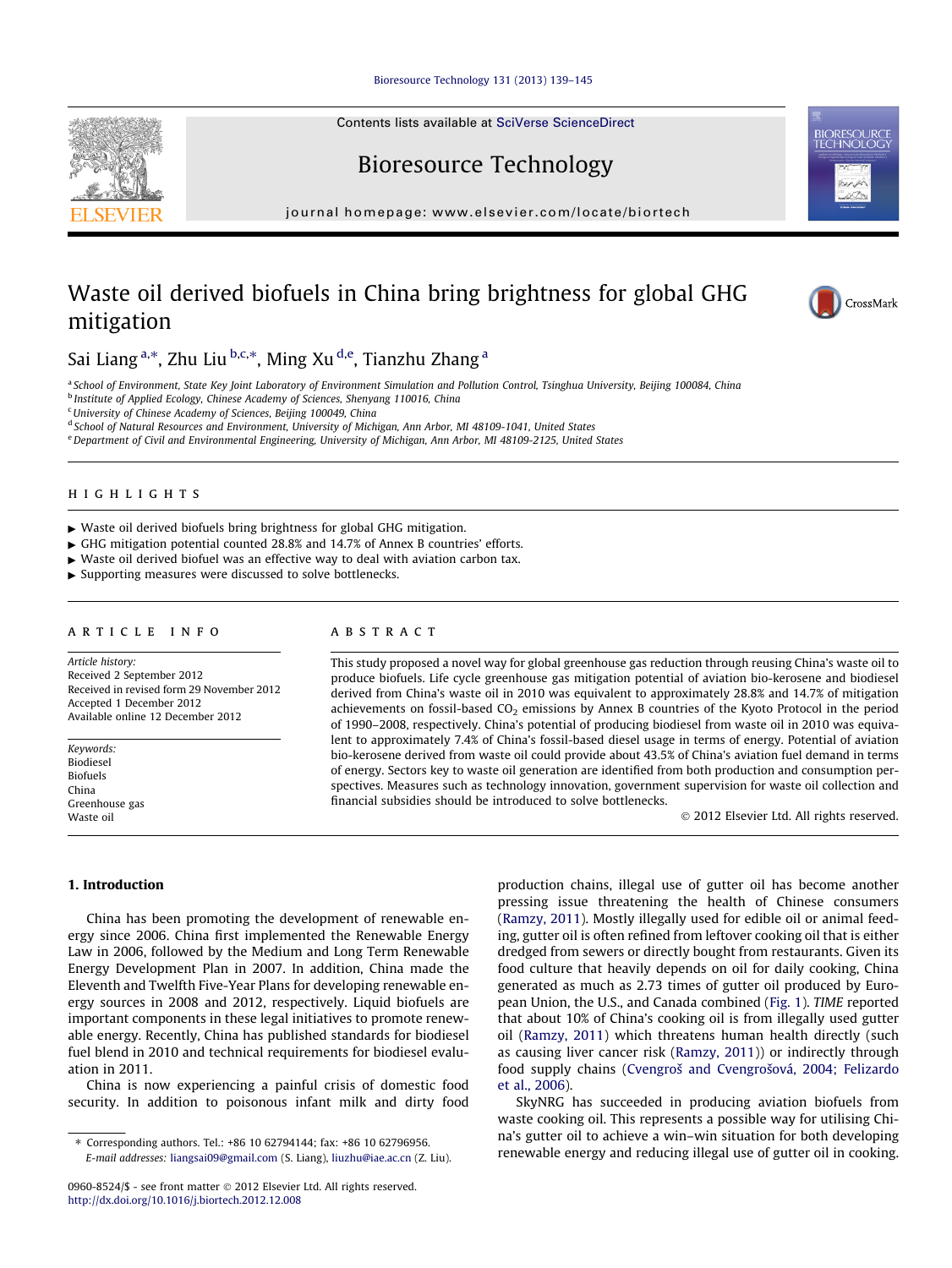# Waste oil derived biofuels in China bring brightness for global GHG mitigation

Sai Liang [a,*], Zhu Liu [b,c,*], Ming Xu [d,e], Tianzhu Zhang [a]

[a] School of Environment, State Key Joint Laboratory of Environment Simulation and Pollution Control, Tsinghua University, Beijing 100084, China
[b] Institute of Applied Ecology, Chinese Academy of Sciences, Shenyang 110016, China
[c] University of Chinese Academy of Sciences, Beijing 100049, China
[d] School of Natural Resources and Environment, University of Michigan, Ann Arbor, MI 48109-1041, United States
[e] Department of Civil and Environmental Engineering, University of Michigan, Ann Arbor, MI 48109-2125, United States

## HIGHLIGHTS

- Waste oil derived biofuels bring brightness for global GHG mitigation.
- GHG mitigation potential counted 28.8% and 14.7% of Annex B countries' efforts.
- Waste oil derived biofuel was an effective way to deal with aviation carbon tax.
- Supporting measures were discussed to solve bottlenecks.

## ARTICLE INFO

*Article history:*
Received 2 September 2012
Received in revised form 29 November 2012
Accepted 1 December 2012
Available online 12 December 2012

*Keywords:*
Biodiesel
Biofuels
China
Greenhouse gas
Waste oil

## ABSTRACT

This study proposed a novel way for global greenhouse gas reduction through reusing China's waste oil to produce biofuels. Life cycle greenhouse gas mitigation potential of aviation bio-kerosene and biodiesel derived from China's waste oil in 2010 was equivalent to approximately 28.8% and 14.7% of mitigation achievements on fossil-based $CO_2$ emissions by Annex B countries of the Kyoto Protocol in the period of 1990–2008, respectively. China's potential of producing biodiesel from waste oil in 2010 was equivalent to approximately 7.4% of China's fossil-based diesel usage in terms of energy. Potential of aviation bio-kerosene derived from waste oil could provide about 43.5% of China's aviation fuel demand in terms of energy. Sectors key to waste oil generation are identified from both production and consumption perspectives. Measures such as technology innovation, government supervision for waste oil collection and financial subsidies should be introduced to solve bottlenecks.

© 2012 Elsevier Ltd. All rights reserved.

## 1. Introduction

China has been promoting the development of renewable energy since 2006. China first implemented the Renewable Energy Law in 2006, followed by the Medium and Long Term Renewable Energy Development Plan in 2007. In addition, China made the Eleventh and Twelfth Five-Year Plans for developing renewable energy sources in 2008 and 2012, respectively. Liquid biofuels are important components in these legal initiatives to promote renewable energy. Recently, China has published standards for biodiesel fuel blend in 2010 and technical requirements for biodiesel evaluation in 2011.

China is now experiencing a painful crisis of domestic food security. In addition to poisonous infant milk and dirty food production chains, illegal use of gutter oil has become another pressing issue threatening the health of Chinese consumers (Ramzy, 2011). Mostly illegally used for edible oil or animal feeding, gutter oil is often refined from leftover cooking oil that is either dredged from sewers or directly bought from restaurants. Given its food culture that heavily depends on oil for daily cooking, China generated as much as 2.73 times of gutter oil produced by European Union, the U.S., and Canada combined (Fig. 1). *TIME* reported that about 10% of China's cooking oil is from illegally used gutter oil (Ramzy, 2011) which threatens human health directly (such as causing liver cancer risk (Ramzy, 2011)) or indirectly through food supply chains (Cvengroš and Cvengrošová, 2004; Felizardo et al., 2006).

SkyNRG has succeeded in producing aviation biofuels from waste cooking oil. This represents a possible way for utilising China's gutter oil to achieve a win–win situation for both developing renewable energy and reducing illegal use of gutter oil in cooking.

\* Corresponding authors. Tel.: +86 10 62794144; fax: +86 10 62796956.
E-mail addresses: liangsai09@gmail.com (S. Liang), liuzhu@iae.ac.cn (Z. Liu).

0960-8524/$ - see front matter © 2012 Elsevier Ltd. All rights reserved.
http://dx.doi.org/10.1016/j.biortech.2012.12.008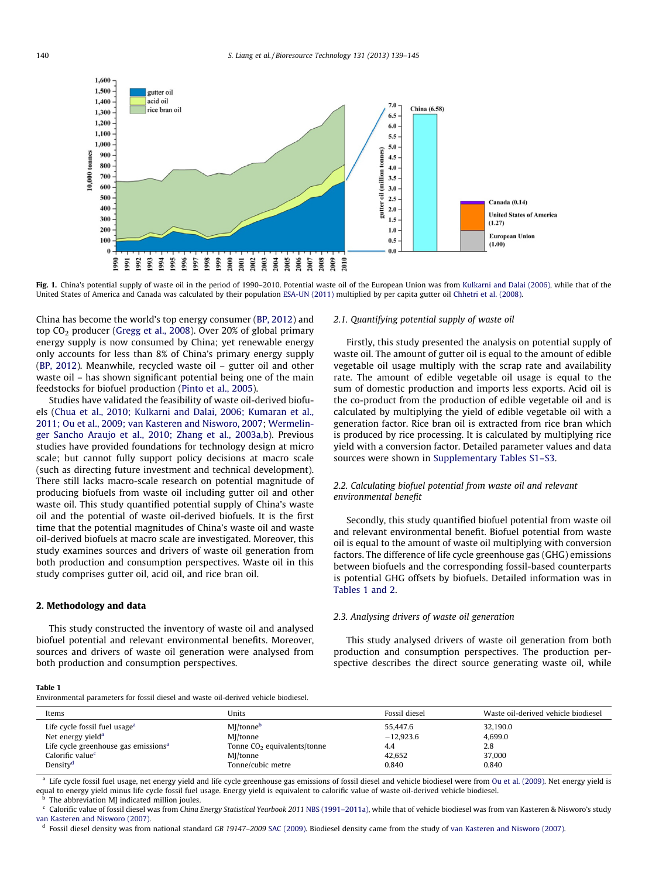**Fig. 1.** China's potential supply of waste oil in the period of 1990–2010. Potential waste oil of the European Union was from Kulkarni and Dalai (2006), while that of the United States of America and Canada was calculated by their population ESA-UN (2011) multiplied by per capita gutter oil Chhetri et al. (2008).

China has become the world's top energy consumer (BP, 2012) and top $CO_2$ producer (Gregg et al., 2008). Over 20% of global primary energy supply is now consumed by China; yet renewable energy only accounts for less than 8% of China's primary energy supply (BP, 2012). Meanwhile, recycled waste oil – gutter oil and other waste oil – has shown significant potential being one of the main feedstocks for biofuel production (Pinto et al., 2005).

Studies have validated the feasibility of waste oil-derived biofuels (Chua et al., 2010; Kulkarni and Dalai, 2006; Kumaran et al., 2011; Ou et al., 2009; van Kasteren and Nisworo, 2007; Wermelinger Sancho Araujo et al., 2010; Zhang et al., 2003a,b). Previous studies have provided foundations for technology design at micro scale; but cannot fully support policy decisions at macro scale (such as directing future investment and technical development). There still lacks macro-scale research on potential magnitude of producing biofuels from waste oil including gutter oil and other waste oil. This study quantified potential supply of China's waste oil and the potential of waste oil-derived biofuels. It is the first time that the potential magnitudes of China's waste oil and waste oil-derived biofuels at macro scale are investigated. Moreover, this study examines sources and drivers of waste oil generation from both production and consumption perspectives. Waste oil in this study comprises gutter oil, acid oil, and rice bran oil.

## 2. Methodology and data

This study constructed the inventory of waste oil and analysed biofuel potential and relevant environmental benefits. Moreover, sources and drivers of waste oil generation were analysed from both production and consumption perspectives.

### 2.1. Quantifying potential supply of waste oil

Firstly, this study presented the analysis on potential supply of waste oil. The amount of gutter oil is equal to the amount of edible vegetable oil usage multiply with the scrap rate and availability rate. The amount of edible vegetable oil usage is equal to the sum of domestic production and imports less exports. Acid oil is the co-product from the production of edible vegetable oil and is calculated by multiplying the yield of edible vegetable oil with a generation factor. Rice bran oil is extracted from rice bran which is produced by rice processing. It is calculated by multiplying rice yield with a conversion factor. Detailed parameter values and data sources were shown in Supplementary Tables S1–S3.

### 2.2. Calculating biofuel potential from waste oil and relevant environmental benefit

Secondly, this study quantified biofuel potential from waste oil and relevant environmental benefit. Biofuel potential from waste oil is equal to the amount of waste oil multiplying with conversion factors. The difference of life cycle greenhouse gas (GHG) emissions between biofuels and the corresponding fossil-based counterparts is potential GHG offsets by biofuels. Detailed information was in Tables 1 and 2.

### 2.3. Analysing drivers of waste oil generation

This study analysed drivers of waste oil generation from both production and consumption perspectives. The production perspective describes the direct source generating waste oil, while

**Table 1**
Environmental parameters for fossil diesel and waste oil-derived vehicle biodiesel.

| Items | Units | Fossil diesel | Waste oil-derived vehicle biodiesel |
|---|---|---|---|
| Life cycle fossil fuel usage[a] | MJ/tonne[b] | 55,447.6 | 32,190.0 |
| Net energy yield[a] | MJ/tonne | −12,923.6 | 4,699.0 |
| Life cycle greenhouse gas emissions[a] | Tonne $CO_2$ equivalents/tonne | 4.4 | 2.8 |
| Calorific value[c] | MJ/tonne | 42,652 | 37,000 |
| Density[d] | Tonne/cubic metre | 0.840 | 0.840 |

[a] Life cycle fossil fuel usage, net energy yield and life cycle greenhouse gas emissions of fossil diesel and vehicle biodiesel were from Ou et al. (2009). Net energy yield is equal to energy yield minus life cycle fossil fuel usage. Energy yield is equivalent to calorific value of waste oil-derived vehicle biodiesel.

[b] The abbreviation MJ indicated million joules.

[c] Calorific value of fossil diesel was from *China Energy Statistical Yearbook 2011* NBS (1991–2011a), while that of vehicle biodiesel was from van Kasteren & Nisworo's study van Kasteren and Nisworo (2007).

[d] Fossil diesel density was from national standard *GB 19147–2009* SAC (2009). Biodiesel density came from the study of van Kasteren and Nisworo (2007).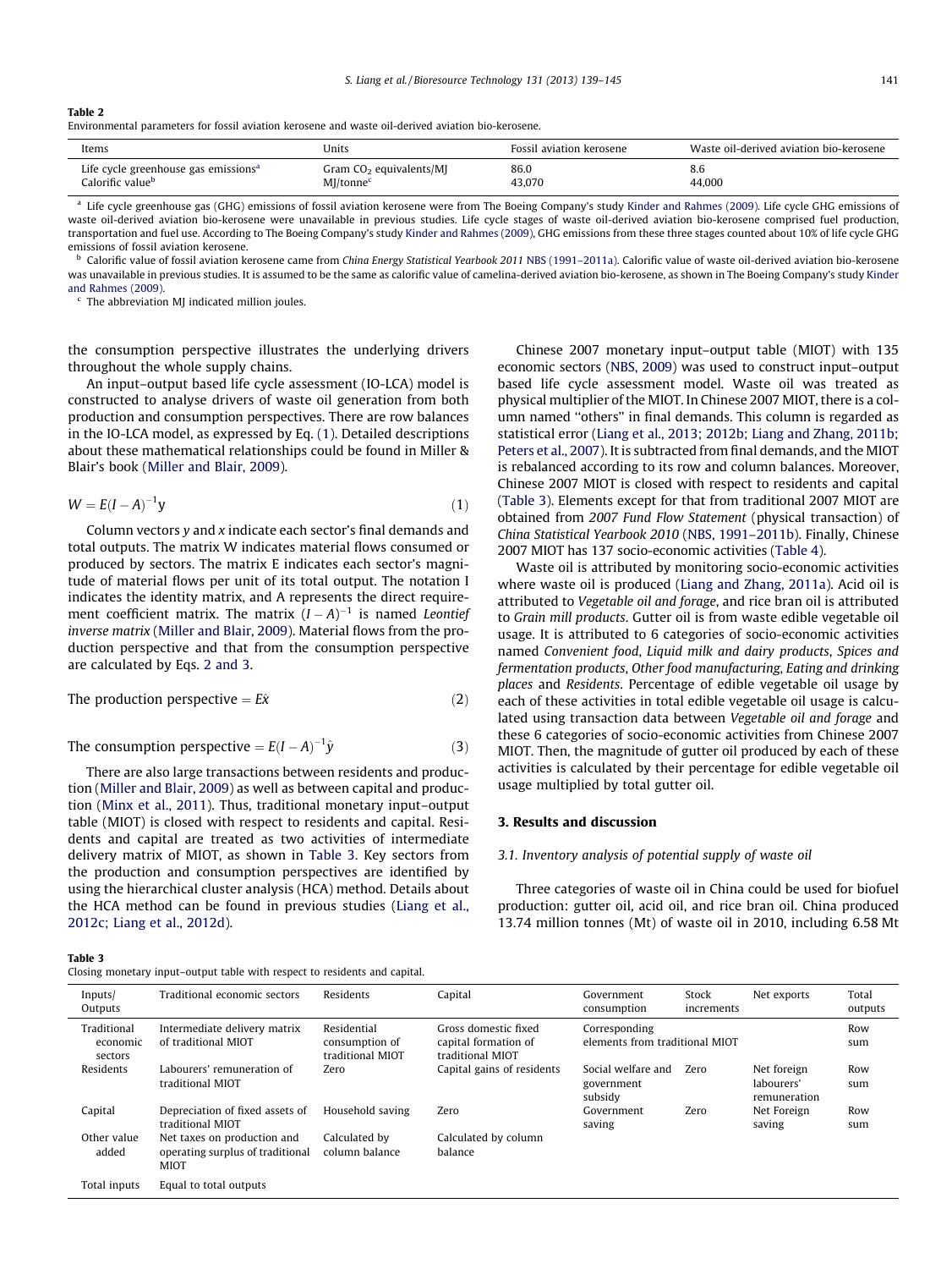**Table 2**
Environmental parameters for fossil aviation kerosene and waste oil-derived aviation bio-kerosene.

| Items | Units | Fossil aviation kerosene | Waste oil-derived aviation bio-kerosene |
|---|---|---|---|
| Life cycle greenhouse gas emissions[a] | Gram $CO_2$ equivalents/MJ | 86.0 | 8.6 |
| Calorific value[b] | MJ/tonne[c] | 43,070 | 44,000 |

[a] Life cycle greenhouse gas (GHG) emissions of fossil aviation kerosene were from The Boeing Company's study Kinder and Rahmes (2009). Life cycle GHG emissions of waste oil-derived aviation bio-kerosene were unavailable in previous studies. Life cycle stages of waste oil-derived aviation bio-kerosene comprised fuel production, transportation and fuel use. According to The Boeing Company's study Kinder and Rahmes (2009), GHG emissions from these three stages counted about 10% of life cycle GHG emissions of fossil aviation kerosene.

[b] Calorific value of fossil aviation kerosene came from *China Energy Statistical Yearbook 2011* NBS (1991–2011a). Calorific value of waste oil-derived aviation bio-kerosene was unavailable in previous studies. It is assumed to be the same as calorific value of camelina-derived aviation bio-kerosene, as shown in The Boeing Company's study Kinder and Rahmes (2009).

[c] The abbreviation MJ indicated million joules.

the consumption perspective illustrates the underlying drivers throughout the whole supply chains.

An input–output based life cycle assessment (IO-LCA) model is constructed to analyse drivers of waste oil generation from both production and consumption perspectives. There are row balances in the IO-LCA model, as expressed by Eq. (1). Detailed descriptions about these mathematical relationships could be found in Miller & Blair's book (Miller and Blair, 2009).

$$W = E(I - A)^{-1}y \quad (1)$$

Column vectors $y$ and $x$ indicate each sector's final demands and total outputs. The matrix W indicates material flows consumed or produced by sectors. The matrix E indicates each sector's magnitude of material flows per unit of its total output. The notation I indicates the identity matrix, and A represents the direct requirement coefficient matrix. The matrix $(I - A)^{-1}$ is named *Leontief inverse matrix* (Miller and Blair, 2009). Material flows from the production perspective and that from the consumption perspective are calculated by Eqs. 2 and 3.

$$\text{The production perspective} = E\hat{x} \quad (2)$$

$$\text{The consumption perspective} = E(I - A)^{-1}\hat{y} \quad (3)$$

There are also large transactions between residents and production (Miller and Blair, 2009) as well as between capital and production (Minx et al., 2011). Thus, traditional monetary input–output table (MIOT) is closed with respect to residents and capital. Residents and capital are treated as two activities of intermediate delivery matrix of MIOT, as shown in Table 3. Key sectors from the production and consumption perspectives are identified by using the hierarchical cluster analysis (HCA) method. Details about the HCA method can be found in previous studies (Liang et al., 2012c; Liang et al., 2012d).

Chinese 2007 monetary input–output table (MIOT) with 135 economic sectors (NBS, 2009) was used to construct input–output based life cycle assessment model. Waste oil was treated as physical multiplier of the MIOT. In Chinese 2007 MIOT, there is a column named "others" in final demands. This column is regarded as statistical error (Liang et al., 2013; 2012b; Liang and Zhang, 2011b; Peters et al., 2007). It is subtracted from final demands, and the MIOT is rebalanced according to its row and column balances. Moreover, Chinese 2007 MIOT is closed with respect to residents and capital (Table 3). Elements except for that from traditional 2007 MIOT are obtained from *2007 Fund Flow Statement* (physical transaction) of *China Statistical Yearbook 2010* (NBS, 1991–2011b). Finally, Chinese 2007 MIOT has 137 socio-economic activities (Table 4).

Waste oil is attributed by monitoring socio-economic activities where waste oil is produced (Liang and Zhang, 2011a). Acid oil is attributed to *Vegetable oil and forage*, and rice bran oil is attributed to *Grain mill products*. Gutter oil is from waste edible vegetable oil usage. It is attributed to 6 categories of socio-economic activities named *Convenient food*, *Liquid milk and dairy products*, *Spices and fermentation products*, *Other food manufacturing*, *Eating and drinking places* and *Residents*. Percentage of edible vegetable oil usage by each of these activities in total edible vegetable oil usage is calculated using transaction data between *Vegetable oil and forage* and these 6 categories of socio-economic activities from Chinese 2007 MIOT. Then, the magnitude of gutter oil produced by each of these activities is calculated by their percentage for edible vegetable oil usage multiplied by total gutter oil.

## 3. Results and discussion

### 3.1. Inventory analysis of potential supply of waste oil

Three categories of waste oil in China could be used for biofuel production: gutter oil, acid oil, and rice bran oil. China produced 13.74 million tonnes (Mt) of waste oil in 2010, including 6.58 Mt

**Table 3**
Closing monetary input–output table with respect to residents and capital.

| Inputs/Outputs | Traditional economic sectors | Residents | Capital | Government consumption | Stock increments | Net exports | Total outputs |
|---|---|---|---|---|---|---|---|
| Traditional economic sectors | Intermediate delivery matrix of traditional MIOT | Residential consumption of traditional MIOT | Gross domestic fixed capital formation of traditional MIOT | Corresponding elements from traditional MIOT | | | Row sum |
| Residents | Labourers' remuneration of traditional MIOT | Zero | Capital gains of residents | Social welfare and government subsidy | Zero | Net foreign labourers' remuneration | Row sum |
| Capital | Depreciation of fixed assets of traditional MIOT | Household saving | Zero | Government saving | Zero | Net Foreign saving | Row sum |
| Other value added | Net taxes on production and operating surplus of traditional MIOT | Calculated by column balance | Calculated by column balance | | | | |
| Total inputs | Equal to total outputs | | | | | | |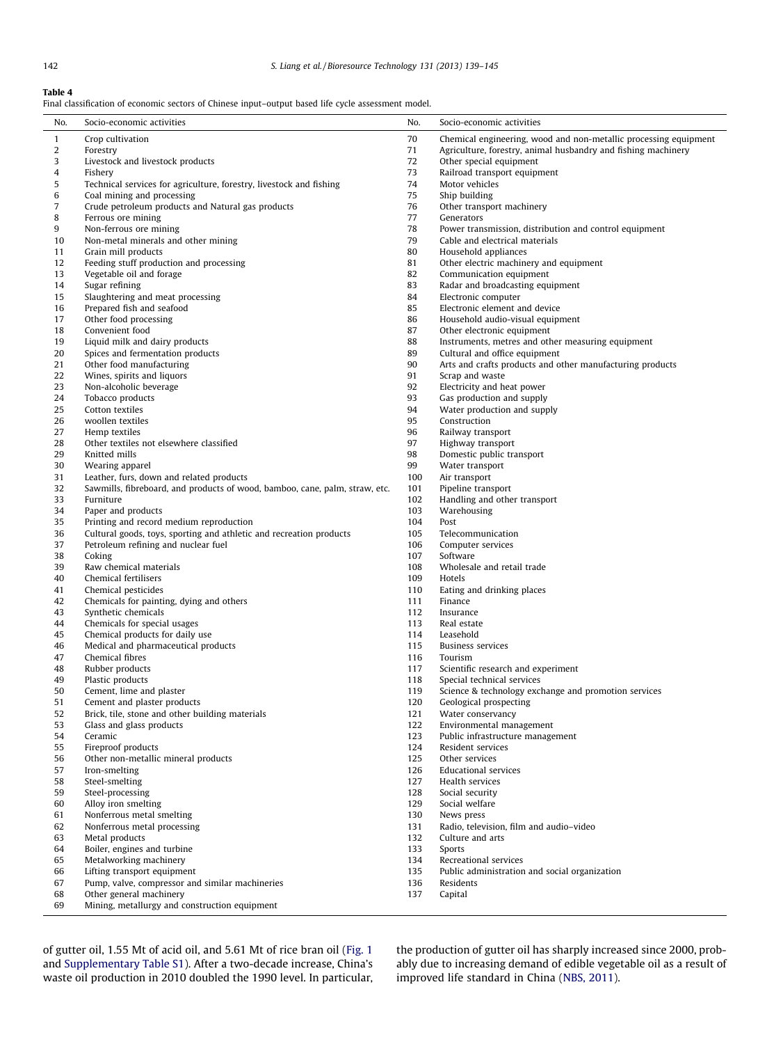**Table 4**
Final classification of economic sectors of Chinese input–output based life cycle assessment model.

| No. | Socio-economic activities | No. | Socio-economic activities |
|---|---|---|---|
| 1 | Crop cultivation | 70 | Chemical engineering, wood and non-metallic processing equipment |
| 2 | Forestry | 71 | Agriculture, forestry, animal husbandry and fishing machinery |
| 3 | Livestock and livestock products | 72 | Other special equipment |
| 4 | Fishery | 73 | Railroad transport equipment |
| 5 | Technical services for agriculture, forestry, livestock and fishing | 74 | Motor vehicles |
| 6 | Coal mining and processing | 75 | Ship building |
| 7 | Crude petroleum products and Natural gas products | 76 | Other transport machinery |
| 8 | Ferrous ore mining | 77 | Generators |
| 9 | Non-ferrous ore mining | 78 | Power transmission, distribution and control equipment |
| 10 | Non-metal minerals and other mining | 79 | Cable and electrical materials |
| 11 | Grain mill products | 80 | Household appliances |
| 12 | Feeding stuff production and processing | 81 | Other electric machinery and equipment |
| 13 | Vegetable oil and forage | 82 | Communication equipment |
| 14 | Sugar refining | 83 | Radar and broadcasting equipment |
| 15 | Slaughtering and meat processing | 84 | Electronic computer |
| 16 | Prepared fish and seafood | 85 | Electronic element and device |
| 17 | Other food processing | 86 | Household audio-visual equipment |
| 18 | Convenient food | 87 | Other electronic equipment |
| 19 | Liquid milk and dairy products | 88 | Instruments, metres and other measuring equipment |
| 20 | Spices and fermentation products | 89 | Cultural and office equipment |
| 21 | Other food manufacturing | 90 | Arts and crafts products and other manufacturing products |
| 22 | Wines, spirits and liquors | 91 | Scrap and waste |
| 23 | Non-alcoholic beverage | 92 | Electricity and heat power |
| 24 | Tobacco products | 93 | Gas production and supply |
| 25 | Cotton textiles | 94 | Water production and supply |
| 26 | woollen textiles | 95 | Construction |
| 27 | Hemp textiles | 96 | Railway transport |
| 28 | Other textiles not elsewhere classified | 97 | Highway transport |
| 29 | Knitted mills | 98 | Domestic public transport |
| 30 | Wearing apparel | 99 | Water transport |
| 31 | Leather, furs, down and related products | 100 | Air transport |
| 32 | Sawmills, fibreboard, and products of wood, bamboo, cane, palm, straw, etc. | 101 | Pipeline transport |
| 33 | Furniture | 102 | Handling and other transport |
| 34 | Paper and products | 103 | Warehousing |
| 35 | Printing and record medium reproduction | 104 | Post |
| 36 | Cultural goods, toys, sporting and athletic and recreation products | 105 | Telecommunication |
| 37 | Petroleum refining and nuclear fuel | 106 | Computer services |
| 38 | Coking | 107 | Software |
| 39 | Raw chemical materials | 108 | Wholesale and retail trade |
| 40 | Chemical fertilisers | 109 | Hotels |
| 41 | Chemical pesticides | 110 | Eating and drinking places |
| 42 | Chemicals for painting, dying and others | 111 | Finance |
| 43 | Synthetic chemicals | 112 | Insurance |
| 44 | Chemicals for special usages | 113 | Real estate |
| 45 | Chemical products for daily use | 114 | Leasehold |
| 46 | Medical and pharmaceutical products | 115 | Business services |
| 47 | Chemical fibres | 116 | Tourism |
| 48 | Rubber products | 117 | Scientific research and experiment |
| 49 | Plastic products | 118 | Special technical services |
| 50 | Cement, lime and plaster | 119 | Science & technology exchange and promotion services |
| 51 | Cement and plaster products | 120 | Geological prospecting |
| 52 | Brick, tile, stone and other building materials | 121 | Water conservancy |
| 53 | Glass and glass products | 122 | Environmental management |
| 54 | Ceramic | 123 | Public infrastructure management |
| 55 | Fireproof products | 124 | Resident services |
| 56 | Other non-metallic mineral products | 125 | Other services |
| 57 | Iron-smelting | 126 | Educational services |
| 58 | Steel-smelting | 127 | Health services |
| 59 | Steel-processing | 128 | Social security |
| 60 | Alloy iron smelting | 129 | Social welfare |
| 61 | Nonferrous metal smelting | 130 | News press |
| 62 | Nonferrous metal processing | 131 | Radio, television, film and audio–video |
| 63 | Metal products | 132 | Culture and arts |
| 64 | Boiler, engines and turbine | 133 | Sports |
| 65 | Metalworking machinery | 134 | Recreational services |
| 66 | Lifting transport equipment | 135 | Public administration and social organization |
| 67 | Pump, valve, compressor and similar machineries | 136 | Residents |
| 68 | Other general machinery | 137 | Capital |
| 69 | Mining, metallurgy and construction equipment | | |

of gutter oil, 1.55 Mt of acid oil, and 5.61 Mt of rice bran oil (Fig. 1 and Supplementary Table S1). After a two-decade increase, China's waste oil production in 2010 doubled the 1990 level. In particular, the production of gutter oil has sharply increased since 2000, probably due to increasing demand of edible vegetable oil as a result of improved life standard in China (NBS, 2011).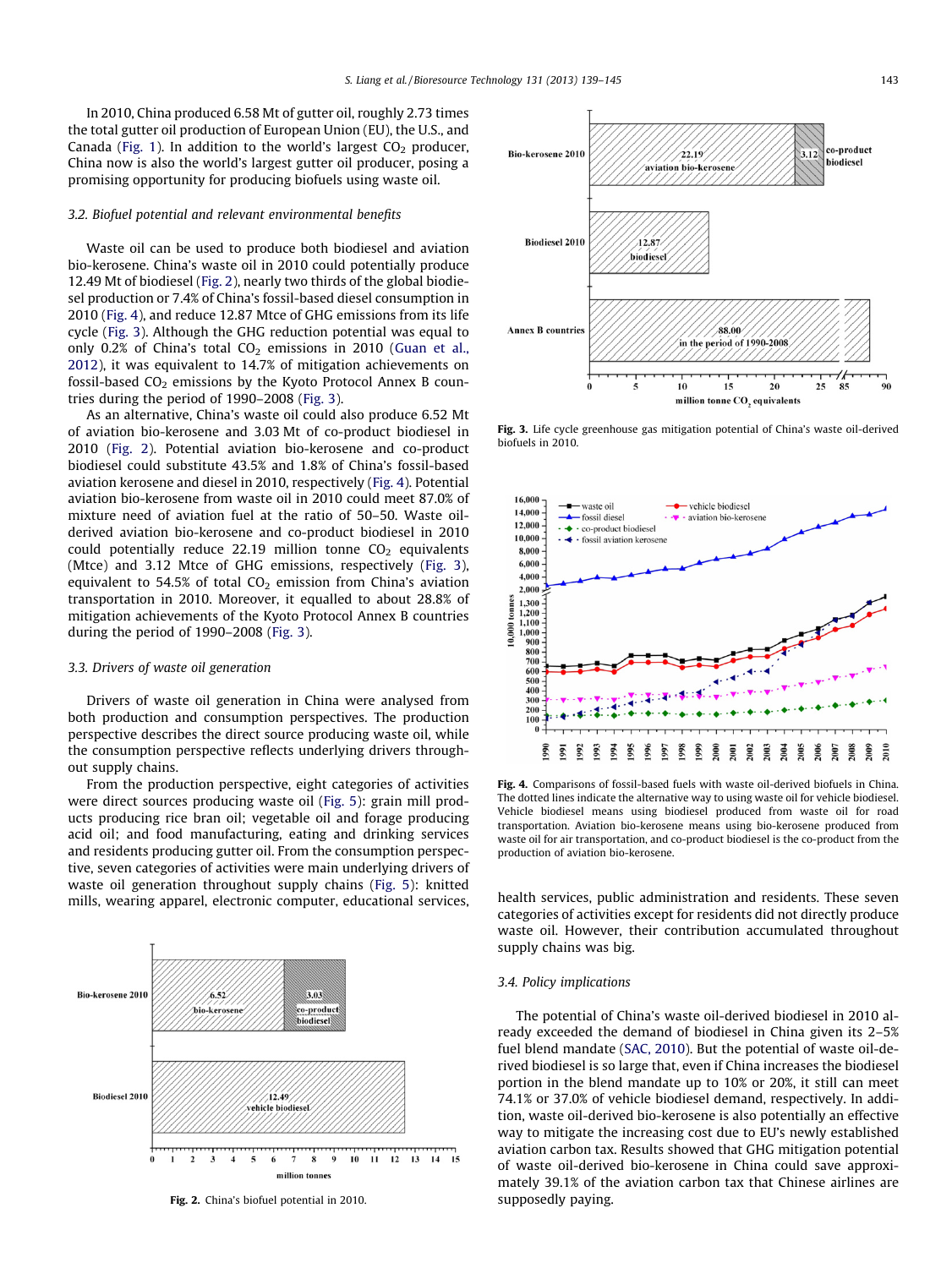In 2010, China produced 6.58 Mt of gutter oil, roughly 2.73 times the total gutter oil production of European Union (EU), the U.S., and Canada (Fig. 1). In addition to the world's largest $CO_2$ producer, China now is also the world's largest gutter oil producer, posing a promising opportunity for producing biofuels using waste oil.

### 3.2. Biofuel potential and relevant environmental benefits

Waste oil can be used to produce both biodiesel and aviation bio-kerosene. China's waste oil in 2010 could potentially produce 12.49 Mt of biodiesel (Fig. 2), nearly two thirds of the global biodiesel production or 7.4% of China's fossil-based diesel consumption in 2010 (Fig. 4), and reduce 12.87 Mtce of GHG emissions from its life cycle (Fig. 3). Although the GHG reduction potential was equal to only 0.2% of China's total $CO_2$ emissions in 2010 (Guan et al., 2012), it was equivalent to 14.7% of mitigation achievements on fossil-based $CO_2$ emissions by the Kyoto Protocol Annex B countries during the period of 1990–2008 (Fig. 3).

As an alternative, China's waste oil could also produce 6.52 Mt of aviation bio-kerosene and 3.03 Mt of co-product biodiesel in 2010 (Fig. 2). Potential aviation bio-kerosene and co-product biodiesel could substitute 43.5% and 1.8% of China's fossil-based aviation kerosene and diesel in 2010, respectively (Fig. 4). Potential aviation bio-kerosene from waste oil in 2010 could meet 87.0% of mixture need of aviation fuel at the ratio of 50–50. Waste oil-derived aviation bio-kerosene and co-product biodiesel in 2010 could potentially reduce 22.19 million tonne $CO_2$ equivalents (Mtce) and 3.12 Mtce of GHG emissions, respectively (Fig. 3), equivalent to 54.5% of total $CO_2$ emission from China's aviation transportation in 2010. Moreover, it equalled to about 28.8% of mitigation achievements of the Kyoto Protocol Annex B countries during the period of 1990–2008 (Fig. 3).

### 3.3. Drivers of waste oil generation

Drivers of waste oil generation in China were analysed from both production and consumption perspectives. The production perspective describes the direct source producing waste oil, while the consumption perspective reflects underlying drivers throughout supply chains.

From the production perspective, eight categories of activities were direct sources producing waste oil (Fig. 5): grain mill products producing rice bran oil; vegetable oil and forage producing acid oil; and food manufacturing, eating and drinking services and residents producing gutter oil. From the consumption perspective, seven categories of activities were main underlying drivers of waste oil generation throughout supply chains (Fig. 5): knitted mills, wearing apparel, electronic computer, educational services, health services, public administration and residents. These seven categories of activities except for residents did not directly produce waste oil. However, their contribution accumulated throughout supply chains was big.

**Fig. 2.** China's biofuel potential in 2010.

**Fig. 3.** Life cycle greenhouse gas mitigation potential of China's waste oil-derived biofuels in 2010.

**Fig. 4.** Comparisons of fossil-based fuels with waste oil-derived biofuels in China. The dotted lines indicate the alternative way to using waste oil for vehicle biodiesel. Vehicle biodiesel means using biodiesel produced from waste oil for road transportation. Aviation bio-kerosene means using bio-kerosene produced from waste oil for air transportation, and co-product biodiesel is the co-product from the production of aviation bio-kerosene.

### 3.4. Policy implications

The potential of China's waste oil-derived biodiesel in 2010 already exceeded the demand of biodiesel in China given its 2–5% fuel blend mandate (SAC, 2010). But the potential of waste oil-derived biodiesel is so large that, even if China increases the biodiesel portion in the blend mandate up to 10% or 20%, it still can meet 74.1% or 37.0% of vehicle biodiesel demand, respectively. In addition, waste oil-derived bio-kerosene is also potentially an effective way to mitigate the increasing cost due to EU's newly established aviation carbon tax. Results showed that GHG mitigation potential of waste oil-derived bio-kerosene in China could save approximately 39.1% of the aviation carbon tax that Chinese airlines are supposedly paying.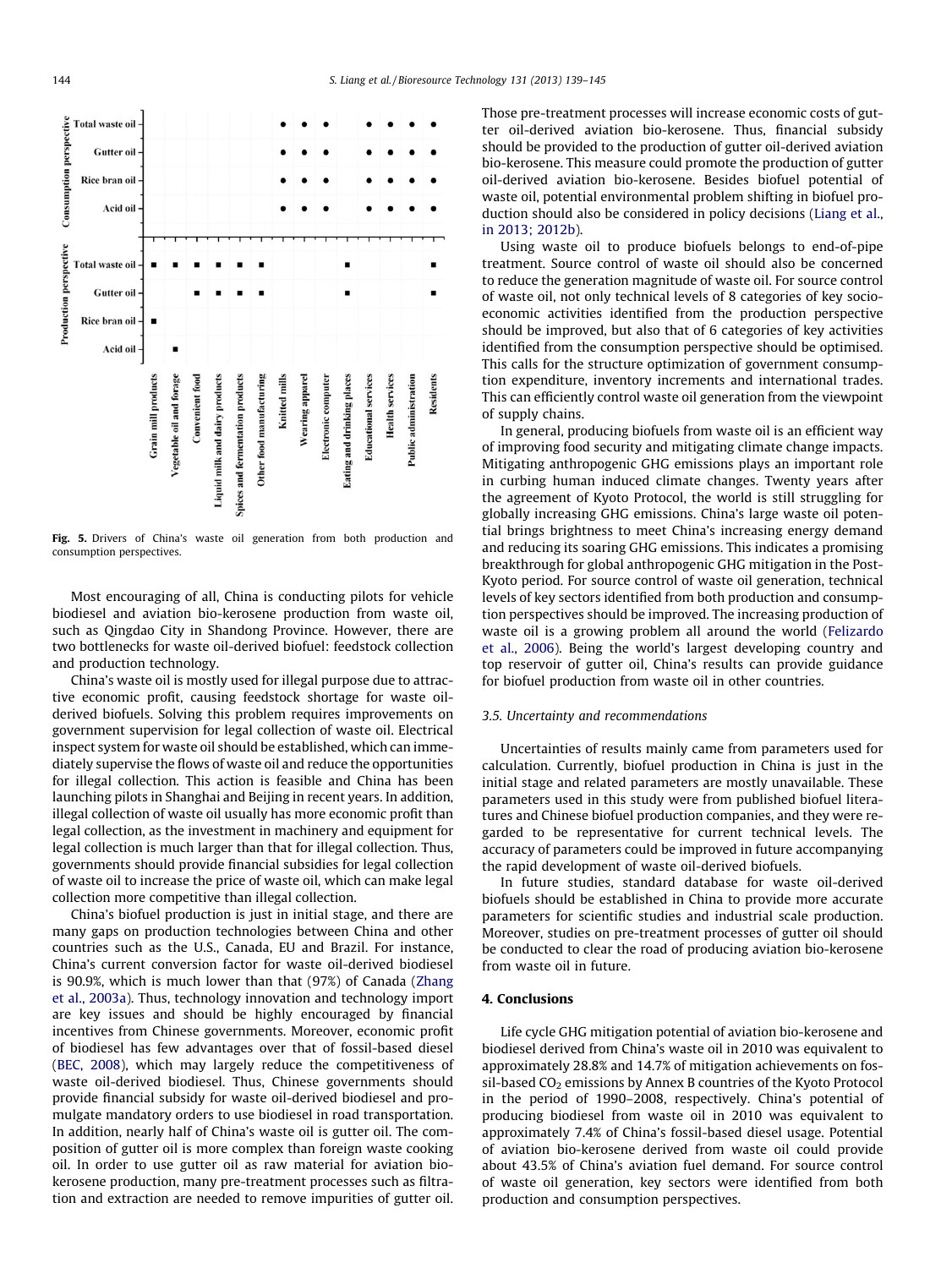Consumption perspective

Total waste oil

Gutter oil

Rice bran oil

Acid oil

Production perspective

Total waste oil

Gutter oil

Rice bran oil

Acid oil

Grain mill products
Vegetable oil and forage
Convenient food
Liquid milk and dairy products
Spices and fermentation products
Other food manufacturing
Knitted mills
Wearing apparel
Electronic computer
Eating and drinking places
Educational services
Health services
Public administration
Residents

**Fig. 5.** Drivers of China's waste oil generation from both production and consumption perspectives.

Most encouraging of all, China is conducting pilots for vehicle biodiesel and aviation bio-kerosene production from waste oil, such as Qingdao City in Shandong Province. However, there are two bottlenecks for waste oil-derived biofuel: feedstock collection and production technology.

China's waste oil is mostly used for illegal purpose due to attractive economic profit, causing feedstock shortage for waste oil-derived biofuels. Solving this problem requires improvements on government supervision for legal collection of waste oil. Electrical inspect system for waste oil should be established, which can immediately supervise the flows of waste oil and reduce the opportunities for illegal collection. This action is feasible and China has been launching pilots in Shanghai and Beijing in recent years. In addition, illegal collection of waste oil usually has more economic profit than legal collection, as the investment in machinery and equipment for legal collection is much larger than that for illegal collection. Thus, governments should provide financial subsidies for legal collection of waste oil to increase the price of waste oil, which can make legal collection more competitive than illegal collection.

China's biofuel production is just in initial stage, and there are many gaps on production technologies between China and other countries such as the U.S., Canada, EU and Brazil. For instance, China's current conversion factor for waste oil-derived biodiesel is 90.9%, which is much lower than that (97%) of Canada (Zhang et al., 2003a). Thus, technology innovation and technology import are key issues and should be highly encouraged by financial incentives from Chinese governments. Moreover, economic profit of biodiesel has few advantages over that of fossil-based diesel (BEC, 2008), which may largely reduce the competitiveness of waste oil-derived biodiesel. Thus, Chinese governments should provide financial subsidy for waste oil-derived biodiesel and promulgate mandatory orders to use biodiesel in road transportation. In addition, nearly half of China's waste oil is gutter oil. The composition of gutter oil is more complex than foreign waste cooking oil. In order to use gutter oil as raw material for aviation bio-kerosene production, many pre-treatment processes such as filtration and extraction are needed to remove impurities of gutter oil. Those pre-treatment processes will increase economic costs of gutter oil-derived aviation bio-kerosene. Thus, financial subsidy should be provided to the production of gutter oil-derived aviation bio-kerosene. This measure could promote the production of gutter oil-derived aviation bio-kerosene. Besides biofuel potential of waste oil, potential environmental problem shifting in biofuel production should also be considered in policy decisions (Liang et al., in 2013; 2012b).

Using waste oil to produce biofuels belongs to end-of-pipe treatment. Source control of waste oil should also be concerned to reduce the generation magnitude of waste oil. For source control of waste oil, not only technical levels of 8 categories of key socio-economic activities identified from the production perspective should be improved, but also that of 6 categories of key activities identified from the consumption perspective should be optimised. This calls for the structure optimization of government consumption expenditure, inventory increments and international trades. This can efficiently control waste oil generation from the viewpoint of supply chains.

In general, producing biofuels from waste oil is an efficient way of improving food security and mitigating climate change impacts. Mitigating anthropogenic GHG emissions plays an important role in curbing human induced climate changes. Twenty years after the agreement of Kyoto Protocol, the world is still struggling for globally increasing GHG emissions. China's large waste oil potential brings brightness to meet China's increasing energy demand and reducing its soaring GHG emissions. This indicates a promising breakthrough for global anthropogenic GHG mitigation in the Post-Kyoto period. For source control of waste oil generation, technical levels of key sectors identified from both production and consumption perspectives should be improved. The increasing production of waste oil is a growing problem all around the world (Felizardo et al., 2006). Being the world's largest developing country and top reservoir of gutter oil, China's results can provide guidance for biofuel production from waste oil in other countries.

### 3.5. Uncertainty and recommendations

Uncertainties of results mainly came from parameters used for calculation. Currently, biofuel production in China is just in the initial stage and related parameters are mostly unavailable. These parameters used in this study were from published biofuel literatures and Chinese biofuel production companies, and they were regarded to be representative for current technical levels. The accuracy of parameters could be improved in future accompanying the rapid development of waste oil-derived biofuels.

In future studies, standard database for waste oil-derived biofuels should be established in China to provide more accurate parameters for scientific studies and industrial scale production. Moreover, studies on pre-treatment processes of gutter oil should be conducted to clear the road of producing aviation bio-kerosene from waste oil in future.

## 4. Conclusions

Life cycle GHG mitigation potential of aviation bio-kerosene and biodiesel derived from China's waste oil in 2010 was equivalent to approximately 28.8% and 14.7% of mitigation achievements on fossil-based $CO_2$ emissions by Annex B countries of the Kyoto Protocol in the period of 1990–2008, respectively. China's potential of producing biodiesel from waste oil in 2010 was equivalent to approximately 7.4% of China's fossil-based diesel usage. Potential of aviation bio-kerosene derived from waste oil could provide about 43.5% of China's aviation fuel demand. For source control of waste oil generation, key sectors were identified from both production and consumption perspectives.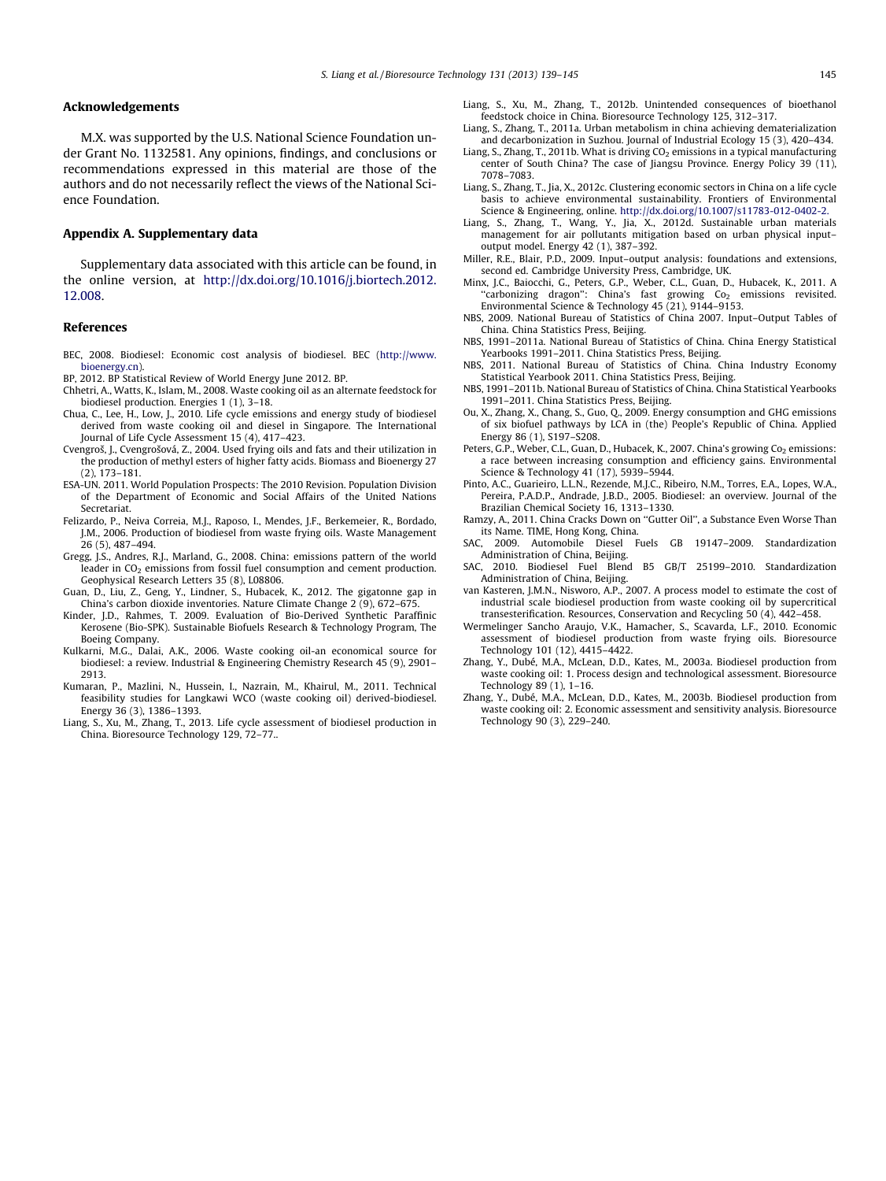## Acknowledgements

M.X. was supported by the U.S. National Science Foundation under Grant No. 1132581. Any opinions, findings, and conclusions or recommendations expressed in this material are those of the authors and do not necessarily reflect the views of the National Science Foundation.

## Appendix A. Supplementary data

Supplementary data associated with this article can be found, in the online version, at http://dx.doi.org/10.1016/j.biortech.2012.12.008.

## References

BEC, 2008. Biodiesel: Economic cost analysis of biodiesel. BEC (http://www.bioenergy.cn).

BP, 2012. BP Statistical Review of World Energy June 2012. BP.

Chhetri, A., Watts, K., Islam, M., 2008. Waste cooking oil as an alternate feedstock for biodiesel production. Energies 1 (1), 3–18.

Chua, C., Lee, H., Low, J., 2010. Life cycle emissions and energy study of biodiesel derived from waste cooking oil and diesel in Singapore. The International Journal of Life Cycle Assessment 15 (4), 417–423.

Cvengroš, J., Cvengrošová, Z., 2004. Used frying oils and fats and their utilization in the production of methyl esters of higher fatty acids. Biomass and Bioenergy 27 (2), 173–181.

ESA-UN. 2011. World Population Prospects: The 2010 Revision. Population Division of the Department of Economic and Social Affairs of the United Nations Secretariat.

Felizardo, P., Neiva Correia, M.J., Raposo, I., Mendes, J.F., Berkemeier, R., Bordado, J.M., 2006. Production of biodiesel from waste frying oils. Waste Management 26 (5), 487–494.

Gregg, J.S., Andres, R.J., Marland, G., 2008. China: emissions pattern of the world leader in $CO_2$ emissions from fossil fuel consumption and cement production. Geophysical Research Letters 35 (8), L08806.

Guan, D., Liu, Z., Geng, Y., Lindner, S., Hubacek, K., 2012. The gigatonne gap in China's carbon dioxide inventories. Nature Climate Change 2 (9), 672–675.

Kinder, J.D., Rahmes, T. 2009. Evaluation of Bio-Derived Synthetic Paraffinic Kerosene (Bio-SPK). Sustainable Biofuels Research & Technology Program, The Boeing Company.

Kulkarni, M.G., Dalai, A.K., 2006. Waste cooking oil-an economical source for biodiesel: a review. Industrial & Engineering Chemistry Research 45 (9), 2901–2913.

Kumaran, P., Mazlini, N., Hussein, I., Nazrain, M., Khairul, M., 2011. Technical feasibility studies for Langkawi WCO (waste cooking oil) derived-biodiesel. Energy 36 (3), 1386–1393.

Liang, S., Xu, M., Zhang, T., 2013. Life cycle assessment of biodiesel production in China. Bioresource Technology 129, 72–77..

Liang, S., Xu, M., Zhang, T., 2012b. Unintended consequences of bioethanol feedstock choice in China. Bioresource Technology 125, 312–317.

Liang, S., Zhang, T., 2011a. Urban metabolism in china achieving dematerialization and decarbonization in Suzhou. Journal of Industrial Ecology 15 (3), 420–434.

Liang, S., Zhang, T., 2011b. What is driving $CO_2$ emissions in a typical manufacturing center of South China? The case of Jiangsu Province. Energy Policy 39 (11), 7078–7083.

Liang, S., Zhang, T., Jia, X., 2012c. Clustering economic sectors in China on a life cycle basis to achieve environmental sustainability. Frontiers of Environmental Science & Engineering, online. http://dx.doi.org/10.1007/s11783-012-0402-2.

Liang, S., Zhang, T., Wang, Y., Jia, X., 2012d. Sustainable urban materials management for air pollutants mitigation based on urban physical input–output model. Energy 42 (1), 387–392.

Miller, R.E., Blair, P.D., 2009. Input–output analysis: foundations and extensions, second ed. Cambridge University Press, Cambridge, UK.

Minx, J.C., Baiocchi, G., Peters, G.P., Weber, C.L., Guan, D., Hubacek, K., 2011. A "carbonizing dragon": China's fast growing $Co_2$ emissions revisited. Environmental Science & Technology 45 (21), 9144–9153.

NBS, 2009. National Bureau of Statistics of China 2007. Input–Output Tables of China. China Statistics Press, Beijing.

NBS, 1991–2011a. National Bureau of Statistics of China. China Energy Statistical Yearbooks 1991–2011. China Statistics Press, Beijing.

NBS, 2011. National Bureau of Statistics of China. China Industry Economy Statistical Yearbook 2011. China Statistics Press, Beijing.

NBS, 1991–2011b. National Bureau of Statistics of China. China Statistical Yearbooks 1991–2011. China Statistics Press, Beijing.

Ou, X., Zhang, X., Chang, S., Guo, Q., 2009. Energy consumption and GHG emissions of six biofuel pathways by LCA in (the) People's Republic of China. Applied Energy 86 (1), S197–S208.

Peters, G.P., Weber, C.L., Guan, D., Hubacek, K., 2007. China's growing $Co_2$ emissions: a race between increasing consumption and efficiency gains. Environmental Science & Technology 41 (17), 5939–5944.

Pinto, A.C., Guarieiro, L.L.N., Rezende, M.J.C., Ribeiro, N.M., Torres, E.A., Lopes, W.A., Pereira, P.A.D.P., Andrade, J.B.D., 2005. Biodiesel: an overview. Journal of the Brazilian Chemical Society 16, 1313–1330.

Ramzy, A., 2011. China Cracks Down on "Gutter Oil", a Substance Even Worse Than its Name. TIME, Hong Kong, China.

SAC, 2009. Automobile Diesel Fuels GB 19147–2009. Standardization Administration of China, Beijing.

SAC, 2010. Biodiesel Fuel Blend B5 GB/T 25199–2010. Standardization Administration of China, Beijing.

van Kasteren, J.M.N., Nisworo, A.P., 2007. A process model to estimate the cost of industrial scale biodiesel production from waste cooking oil by supercritical transesterification. Resources, Conservation and Recycling 50 (4), 442–458.

Wermelinger Sancho Araujo, V.K., Hamacher, S., Scavarda, L.F., 2010. Economic assessment of biodiesel production from waste frying oils. Bioresource Technology 101 (12), 4415–4422.

Zhang, Y., Dubé, M.A., McLean, D.D., Kates, M., 2003a. Biodiesel production from waste cooking oil: 1. Process design and technological assessment. Bioresource Technology 89 (1), 1–16.

Zhang, Y., Dubé, M.A., McLean, D.D., Kates, M., 2003b. Biodiesel production from waste cooking oil: 2. Economic assessment and sensitivity analysis. Bioresource Technology 90 (3), 229–240.